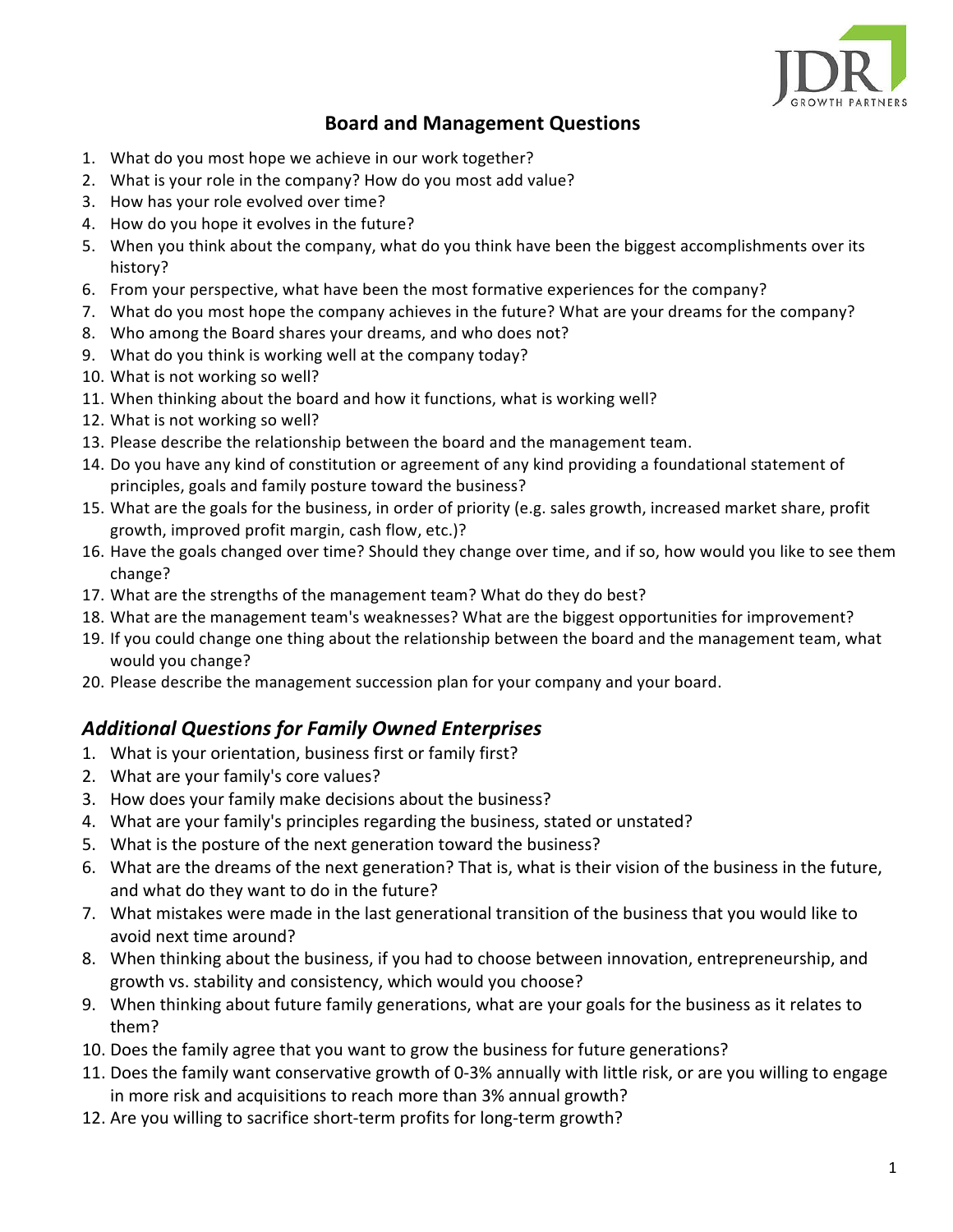## Board and Management Questions

1. What do you most hope we achieve in our work together?
2. What is your role in the company? How do you most add value?
3. How has your role evolved over time?
4. How do you hope it evolves in the future?
5. When you think about the company, what do you think have been the biggest accomplishments over its history?
6. From your perspective, what have been the most formative experiences for the company?
7. What do you most hope the company achieves in the future? What are your dreams for the company?
8. Who among the Board shares your dreams, and who does not?
9. What do you think is working well at the company today?
10. What is not working so well?
11. When thinking about the board and how it functions, what is working well?
12. What is not working so well?
13. Please describe the relationship between the board and the management team.
14. Do you have any kind of constitution or agreement of any kind providing a foundational statement of principles, goals and family posture toward the business?
15. What are the goals for the business, in order of priority (e.g. sales growth, increased market share, profit growth, improved profit margin, cash flow, etc.)?
16. Have the goals changed over time? Should they change over time, and if so, how would you like to see them change?
17. What are the strengths of the management team? What do they do best?
18. What are the management team's weaknesses? What are the biggest opportunities for improvement?
19. If you could change one thing about the relationship between the board and the management team, what would you change?
20. Please describe the management succession plan for your company and your board.

### *Additional Questions for Family Owned Enterprises*

1. What is your orientation, business first or family first?
2. What are your family's core values?
3. How does your family make decisions about the business?
4. What are your family's principles regarding the business, stated or unstated?
5. What is the posture of the next generation toward the business?
6. What are the dreams of the next generation? That is, what is their vision of the business in the future, and what do they want to do in the future?
7. What mistakes were made in the last generational transition of the business that you would like to avoid next time around?
8. When thinking about the business, if you had to choose between innovation, entrepreneurship, and growth vs. stability and consistency, which would you choose?
9. When thinking about future family generations, what are your goals for the business as it relates to them?
10. Does the family agree that you want to grow the business for future generations?
11. Does the family want conservative growth of 0-3% annually with little risk, or are you willing to engage in more risk and acquisitions to reach more than 3% annual growth?
12. Are you willing to sacrifice short-term profits for long-term growth?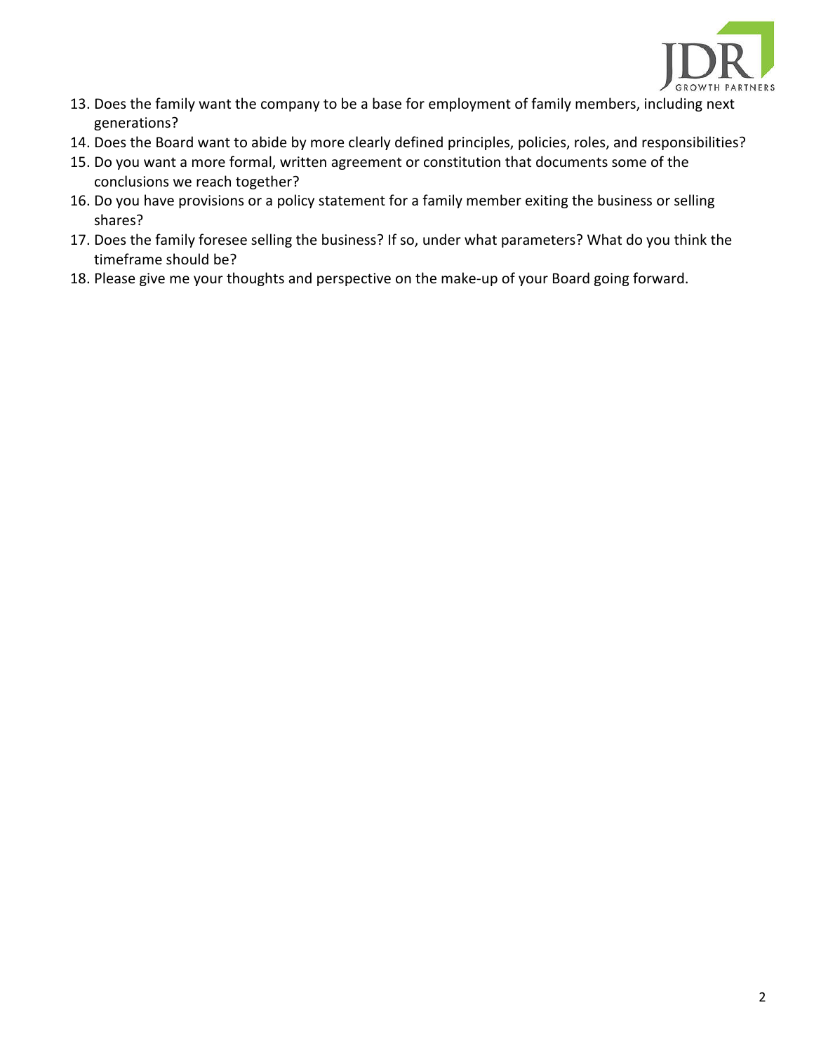13. Does the family want the company to be a base for employment of family members, including next generations?
14. Does the Board want to abide by more clearly defined principles, policies, roles, and responsibilities?
15. Do you want a more formal, written agreement or constitution that documents some of the conclusions we reach together?
16. Do you have provisions or a policy statement for a family member exiting the business or selling shares?
17. Does the family foresee selling the business? If so, under what parameters? What do you think the timeframe should be?
18. Please give me your thoughts and perspective on the make-up of your Board going forward.